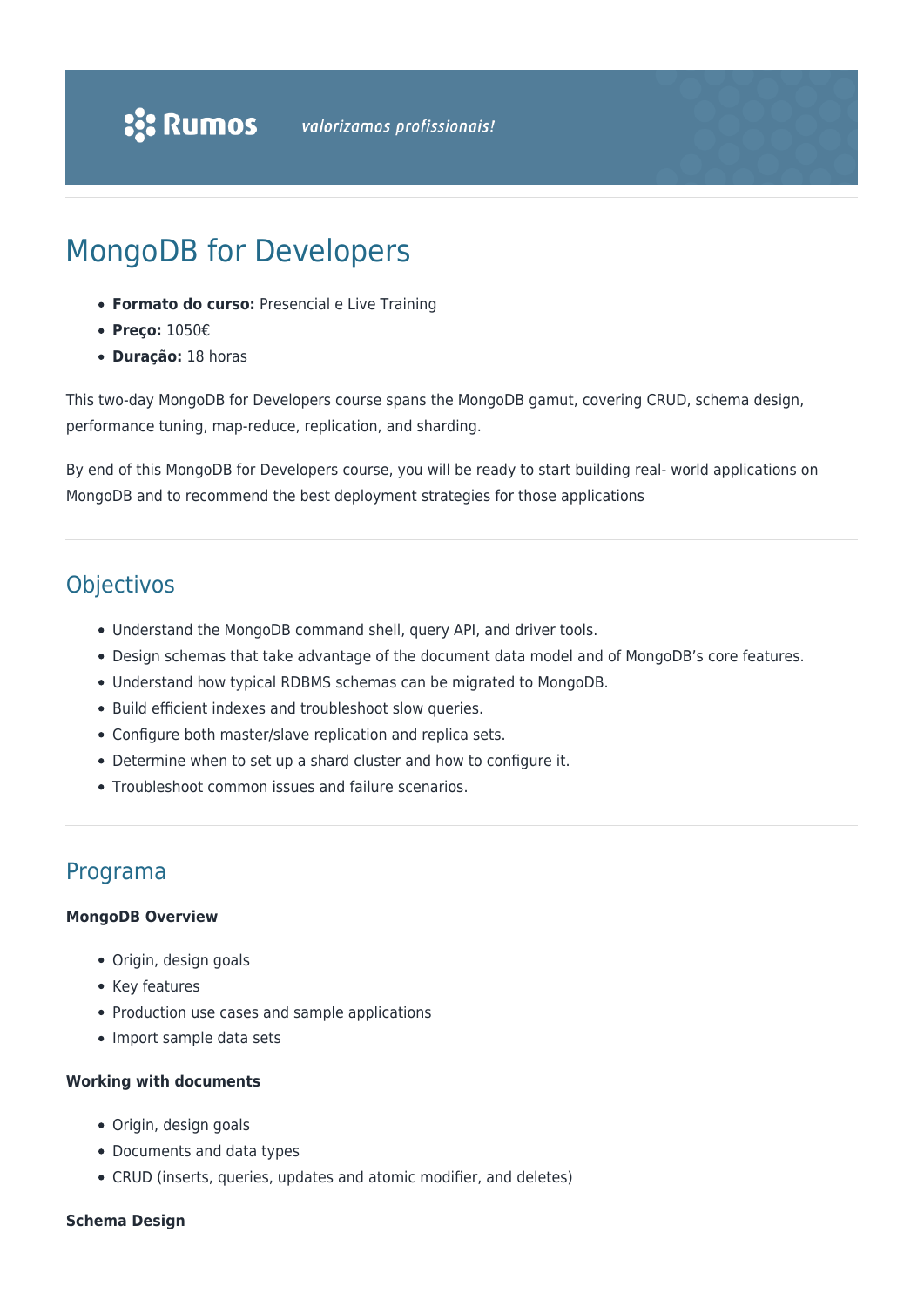# MongoDB for Developers

- **Formato do curso:** Presencial e Live Training
- **Preço:** 1050€
- **Duração:** 18 horas

This two-day MongoDB for Developers course spans the MongoDB gamut, covering CRUD, schema design, performance tuning, map-reduce, replication, and sharding.

By end of this MongoDB for Developers course, you will be ready to start building real- world applications on MongoDB and to recommend the best deployment strategies for those applications

## Objectivos

- Understand the MongoDB command shell, query API, and driver tools.
- Design schemas that take advantage of the document data model and of MongoDB's core features.
- Understand how typical RDBMS schemas can be migrated to MongoDB.
- Build efficient indexes and troubleshoot slow queries.
- Configure both master/slave replication and replica sets.
- Determine when to set up a shard cluster and how to configure it.
- Troubleshoot common issues and failure scenarios.

## Programa

**MongoDB Overview**

- Origin, design goals
- Key features
- Production use cases and sample applications
- Import sample data sets

**Working with documents**

- Origin, design goals
- Documents and data types
- CRUD (inserts, queries, updates and atomic modifier, and deletes)

**Schema Design**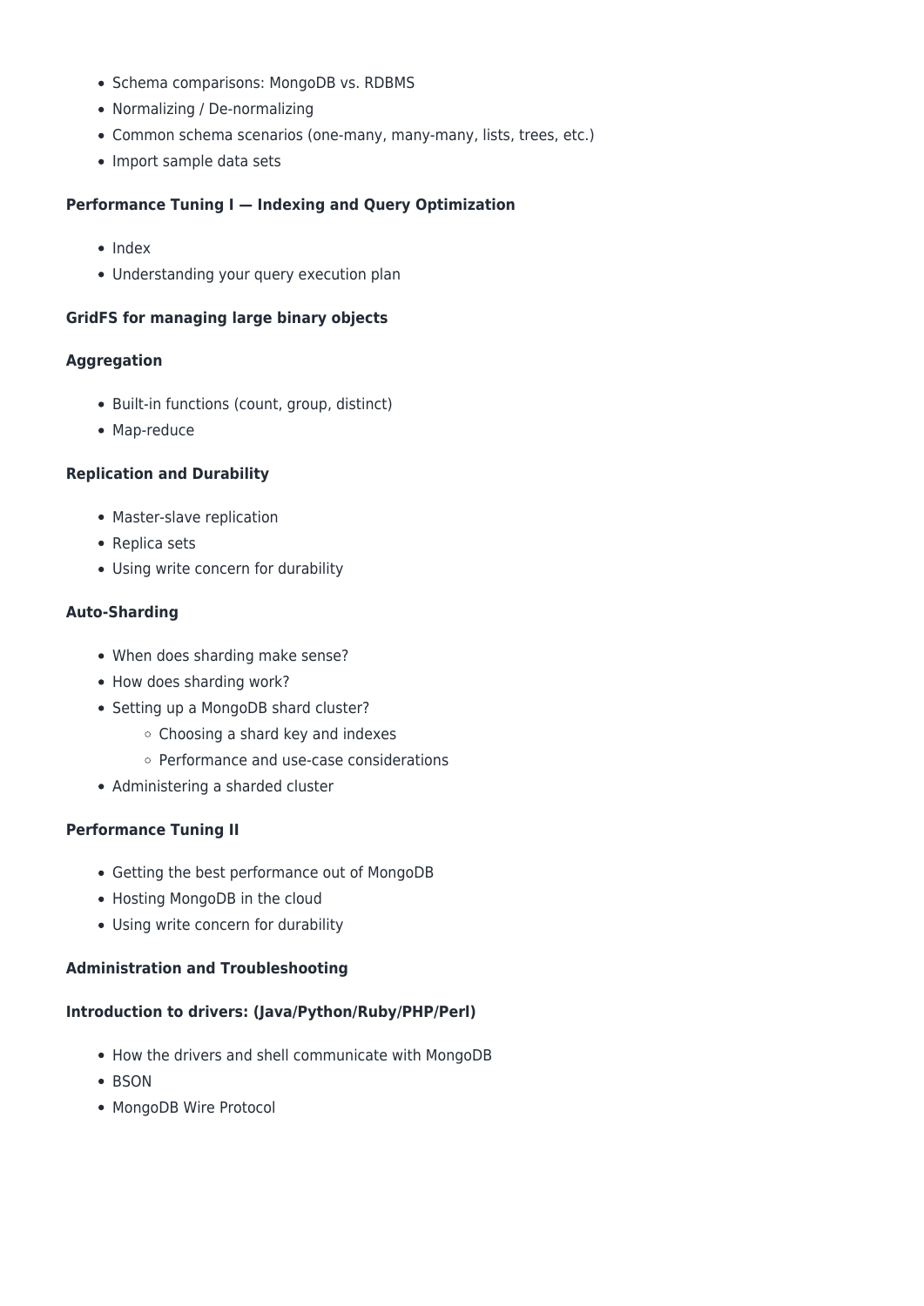- Schema comparisons: MongoDB vs. RDBMS
- Normalizing / De-normalizing
- Common schema scenarios (one-many, many-many, lists, trees, etc.)
- Import sample data sets

**Performance Tuning I — Indexing and Query Optimization**

- Index
- Understanding your query execution plan

**GridFS for managing large binary objects**

**Aggregation**

- Built-in functions (count, group, distinct)
- Map-reduce

**Replication and Durability**

- Master-slave replication
- Replica sets
- Using write concern for durability

**Auto-Sharding**

- When does sharding make sense?
- How does sharding work?
- Setting up a MongoDB shard cluster?
  - Choosing a shard key and indexes
  - Performance and use-case considerations
- Administering a sharded cluster

**Performance Tuning II**

- Getting the best performance out of MongoDB
- Hosting MongoDB in the cloud
- Using write concern for durability

**Administration and Troubleshooting**

**Introduction to drivers: (Java/Python/Ruby/PHP/Perl)**

- How the drivers and shell communicate with MongoDB
- BSON
- MongoDB Wire Protocol